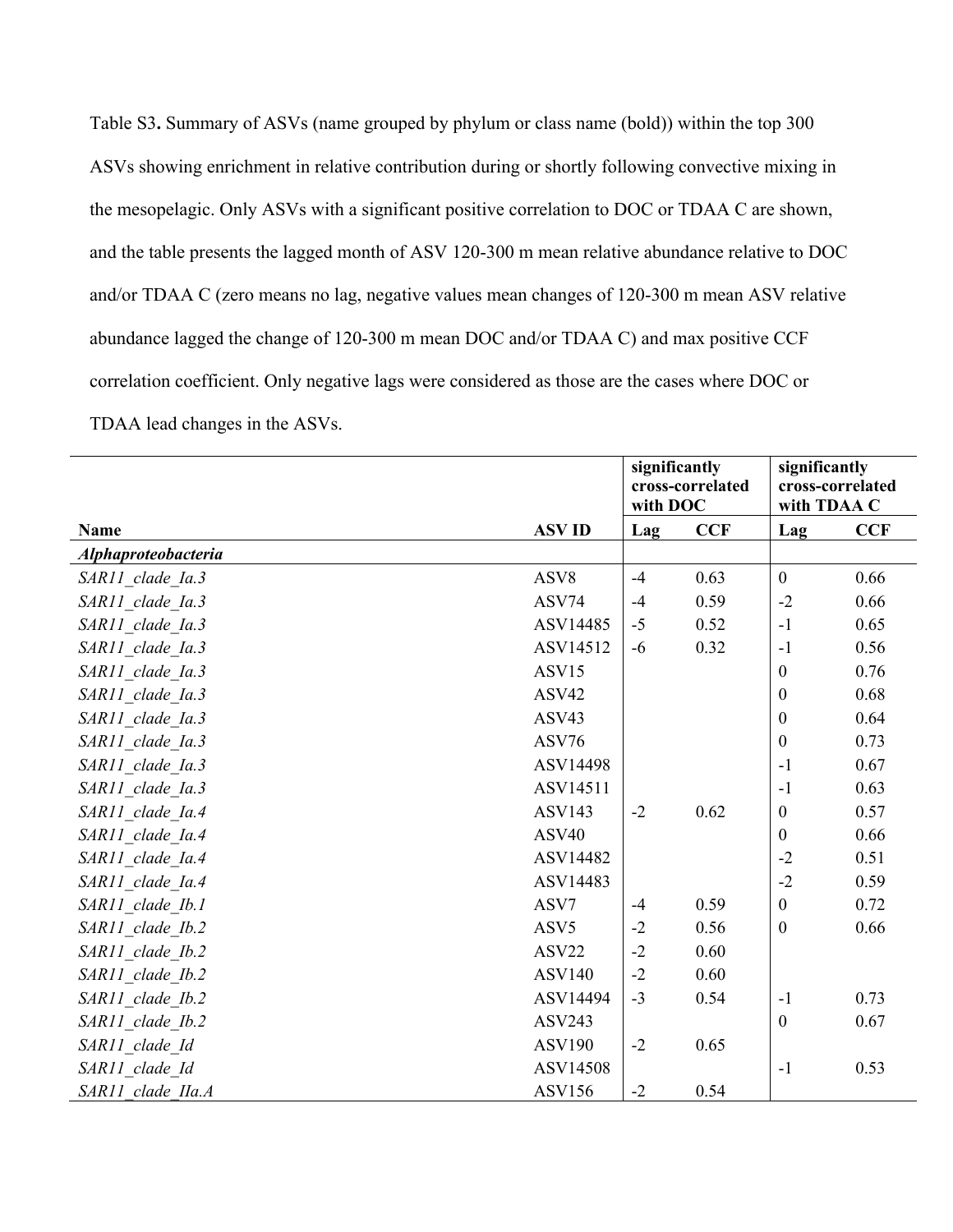Table S3**.** Summary of ASVs (name grouped by phylum or class name (bold)) within the top 300 ASVs showing enrichment in relative contribution during or shortly following convective mixing in the mesopelagic. Only ASVs with a significant positive correlation to DOC or TDAA C are shown, and the table presents the lagged month of ASV 120-300 m mean relative abundance relative to DOC and/or TDAA C (zero means no lag, negative values mean changes of 120-300 m mean ASV relative abundance lagged the change of 120-300 m mean DOC and/or TDAA C) and max positive CCF correlation coefficient. Only negative lags were considered as those are the cases where DOC or TDAA lead changes in the ASVs.

| | | **significantly cross-correlated with DOC** | | **significantly cross-correlated with TDAA C** | |
|---|---|---|---|---|---|
| **Name** | **ASV ID** | **Lag** | **CCF** | **Lag** | **CCF** |
| ***Alphaproteobacteria*** | | | | | |
| *SAR11_clade_Ia.3* | ASV8 | -4 | 0.63 | 0 | 0.66 |
| *SAR11_clade_Ia.3* | ASV74 | -4 | 0.59 | -2 | 0.66 |
| *SAR11_clade_Ia.3* | ASV14485 | -5 | 0.52 | -1 | 0.65 |
| *SAR11_clade_Ia.3* | ASV14512 | -6 | 0.32 | -1 | 0.56 |
| *SAR11_clade_Ia.3* | ASV15 | | | 0 | 0.76 |
| *SAR11_clade_Ia.3* | ASV42 | | | 0 | 0.68 |
| *SAR11_clade_Ia.3* | ASV43 | | | 0 | 0.64 |
| *SAR11_clade_Ia.3* | ASV76 | | | 0 | 0.73 |
| *SAR11_clade_Ia.3* | ASV14498 | | | -1 | 0.67 |
| *SAR11_clade_Ia.3* | ASV14511 | | | -1 | 0.63 |
| *SAR11_clade_Ia.4* | ASV143 | -2 | 0.62 | 0 | 0.57 |
| *SAR11_clade_Ia.4* | ASV40 | | | 0 | 0.66 |
| *SAR11_clade_Ia.4* | ASV14482 | | | -2 | 0.51 |
| *SAR11_clade_Ia.4* | ASV14483 | | | -2 | 0.59 |
| *SAR11_clade_Ib.1* | ASV7 | -4 | 0.59 | 0 | 0.72 |
| *SAR11_clade_Ib.2* | ASV5 | -2 | 0.56 | 0 | 0.66 |
| *SAR11_clade_Ib.2* | ASV22 | -2 | 0.60 | | |
| *SAR11_clade_Ib.2* | ASV140 | -2 | 0.60 | | |
| *SAR11_clade_Ib.2* | ASV14494 | -3 | 0.54 | -1 | 0.73 |
| *SAR11_clade_Ib.2* | ASV243 | | | 0 | 0.67 |
| *SAR11_clade_Id* | ASV190 | -2 | 0.65 | | |
| *SAR11_clade_Id* | ASV14508 | | | -1 | 0.53 |
| *SAR11_clade_IIa.A* | ASV156 | -2 | 0.54 | | |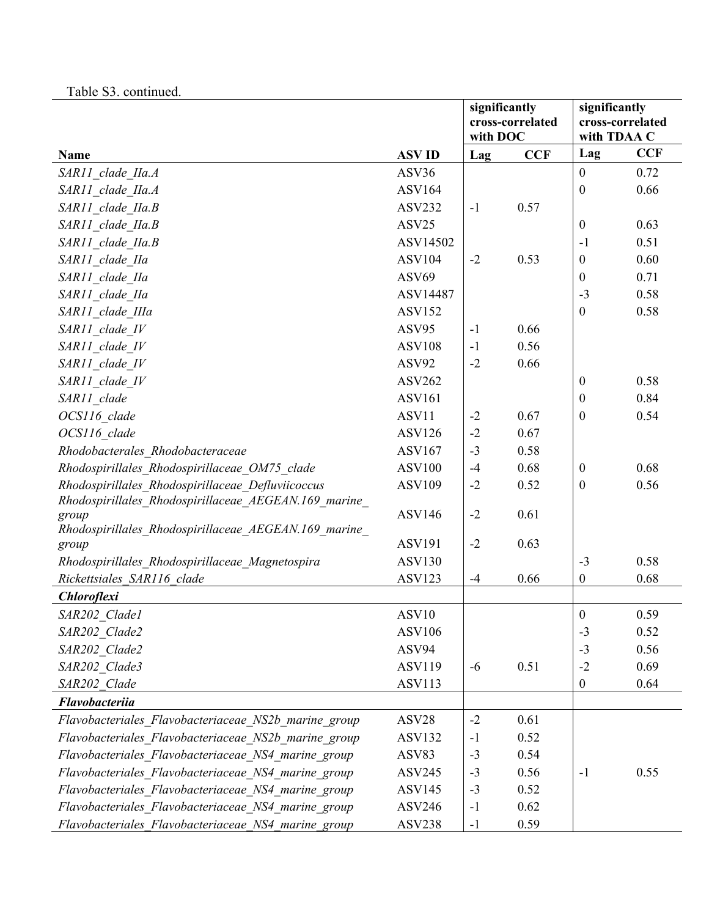Table S3. continued.

| Name | ASV ID | significantly cross-correlated with DOC | | significantly cross-correlated with TDAA C | |
|---|---|---|---|---|---|
| | | Lag | CCF | Lag | CCF |
| *SAR11_clade_IIa.A* | ASV36 | | | 0 | 0.72 |
| *SAR11_clade_IIa.A* | ASV164 | | | 0 | 0.66 |
| *SAR11_clade_IIa.B* | ASV232 | -1 | 0.57 | | |
| *SAR11_clade_IIa.B* | ASV25 | | | 0 | 0.63 |
| *SAR11_clade_IIa.B* | ASV14502 | | | -1 | 0.51 |
| *SAR11_clade_IIa* | ASV104 | -2 | 0.53 | 0 | 0.60 |
| *SAR11_clade_IIa* | ASV69 | | | 0 | 0.71 |
| *SAR11_clade_IIa* | ASV14487 | | | -3 | 0.58 |
| *SAR11_clade_IIIa* | ASV152 | | | 0 | 0.58 |
| *SAR11_clade_IV* | ASV95 | -1 | 0.66 | | |
| *SAR11_clade_IV* | ASV108 | -1 | 0.56 | | |
| *SAR11_clade_IV* | ASV92 | -2 | 0.66 | | |
| *SAR11_clade_IV* | ASV262 | | | 0 | 0.58 |
| *SAR11_clade* | ASV161 | | | 0 | 0.84 |
| *OCS116_clade* | ASV11 | -2 | 0.67 | 0 | 0.54 |
| *OCS116_clade* | ASV126 | -2 | 0.67 | | |
| *Rhodobacterales_Rhodobacteraceae* | ASV167 | -3 | 0.58 | | |
| *Rhodospirillales_Rhodospirillaceae_OM75_clade* | ASV100 | -4 | 0.68 | 0 | 0.68 |
| *Rhodospirillales_Rhodospirillaceae_Defluviicoccus* | ASV109 | -2 | 0.52 | 0 | 0.56 |
| *Rhodospirillales_Rhodospirillaceae_AEGEAN.169_marine_group* | ASV146 | -2 | 0.61 | | |
| *Rhodospirillales_Rhodospirillaceae_AEGEAN.169_marine_group* | ASV191 | -2 | 0.63 | | |
| *Rhodospirillales_Rhodospirillaceae_Magnetospira* | ASV130 | | | -3 | 0.58 |
| *Rickettsiales_SAR116_clade* | ASV123 | -4 | 0.66 | 0 | 0.68 |
| ***Chloroflexi*** | | | | | |
| *SAR202_Clade1* | ASV10 | | | 0 | 0.59 |
| *SAR202_Clade2* | ASV106 | | | -3 | 0.52 |
| *SAR202_Clade2* | ASV94 | | | -3 | 0.56 |
| *SAR202_Clade3* | ASV119 | -6 | 0.51 | -2 | 0.69 |
| *SAR202_Clade* | ASV113 | | | 0 | 0.64 |
| ***Flavobacteriia*** | | | | | |
| *Flavobacteriales_Flavobacteriaceae_NS2b_marine_group* | ASV28 | -2 | 0.61 | | |
| *Flavobacteriales_Flavobacteriaceae_NS2b_marine_group* | ASV132 | -1 | 0.52 | | |
| *Flavobacteriales_Flavobacteriaceae_NS4_marine_group* | ASV83 | -3 | 0.54 | | |
| *Flavobacteriales_Flavobacteriaceae_NS4_marine_group* | ASV245 | -3 | 0.56 | -1 | 0.55 |
| *Flavobacteriales_Flavobacteriaceae_NS4_marine_group* | ASV145 | -3 | 0.52 | | |
| *Flavobacteriales_Flavobacteriaceae_NS4_marine_group* | ASV246 | -1 | 0.62 | | |
| *Flavobacteriales_Flavobacteriaceae_NS4_marine_group* | ASV238 | -1 | 0.59 | | |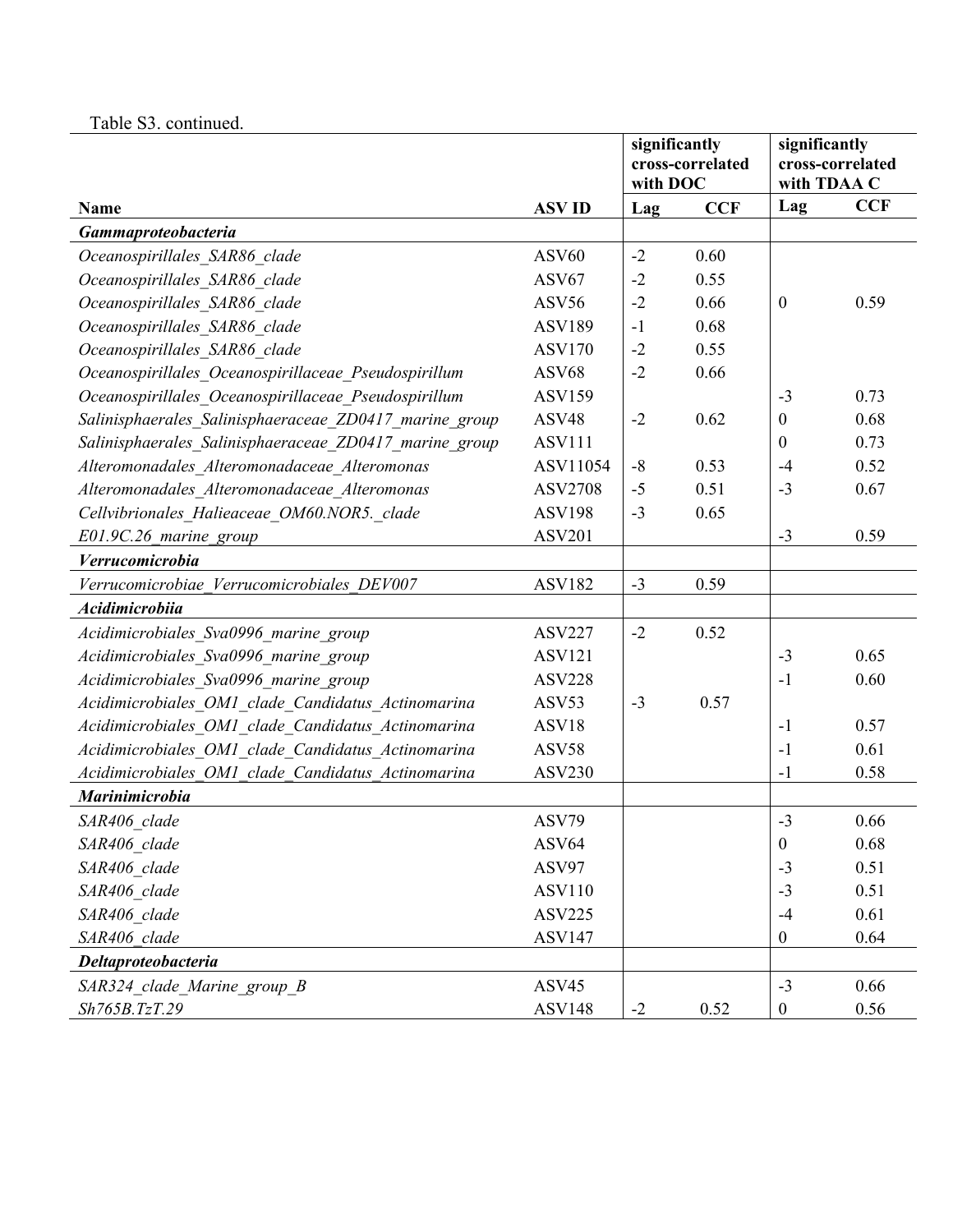Table S3. continued.

| | | significantly cross-correlated with DOC | | significantly cross-correlated with TDAA C | |
|---|---|---|---|---|---|
| **Name** | **ASV ID** | **Lag** | **CCF** | **Lag** | **CCF** |
| ***Gammaproteobacteria*** | | | | | |
| *Oceanospirillales_SAR86_clade* | ASV60 | -2 | 0.60 | | |
| *Oceanospirillales_SAR86_clade* | ASV67 | -2 | 0.55 | | |
| *Oceanospirillales_SAR86_clade* | ASV56 | -2 | 0.66 | 0 | 0.59 |
| *Oceanospirillales_SAR86_clade* | ASV189 | -1 | 0.68 | | |
| *Oceanospirillales_SAR86_clade* | ASV170 | -2 | 0.55 | | |
| *Oceanospirillales_Oceanospirillaceae_Pseudospirillum* | ASV68 | -2 | 0.66 | | |
| *Oceanospirillales_Oceanospirillaceae_Pseudospirillum* | ASV159 | | | -3 | 0.73 |
| *Salinisphaerales_Salinisphaeraceae_ZD0417_marine_group* | ASV48 | -2 | 0.62 | 0 | 0.68 |
| *Salinisphaerales_Salinisphaeraceae_ZD0417_marine_group* | ASV111 | | | 0 | 0.73 |
| *Alteromonadales_Alteromonadaceae_Alteromonas* | ASV11054 | -8 | 0.53 | -4 | 0.52 |
| *Alteromonadales_Alteromonadaceae_Alteromonas* | ASV2708 | -5 | 0.51 | -3 | 0.67 |
| *Cellvibrionales_Halieaceae_OM60.NOR5._clade* | ASV198 | -3 | 0.65 | | |
| *E01.9C.26_marine_group* | ASV201 | | | -3 | 0.59 |
| ***Verrucomicrobia*** | | | | | |
| *Verrucomicrobiae_Verrucomicrobiales_DEV007* | ASV182 | -3 | 0.59 | | |
| ***Acidimicrobiia*** | | | | | |
| *Acidimicrobiales_Sva0996_marine_group* | ASV227 | -2 | 0.52 | | |
| *Acidimicrobiales_Sva0996_marine_group* | ASV121 | | | -3 | 0.65 |
| *Acidimicrobiales_Sva0996_marine_group* | ASV228 | | | -1 | 0.60 |
| *Acidimicrobiales_OM1_clade_Candidatus_Actinomarina* | ASV53 | -3 | 0.57 | | |
| *Acidimicrobiales_OM1_clade_Candidatus_Actinomarina* | ASV18 | | | -1 | 0.57 |
| *Acidimicrobiales_OM1_clade_Candidatus_Actinomarina* | ASV58 | | | -1 | 0.61 |
| *Acidimicrobiales_OM1_clade_Candidatus_Actinomarina* | ASV230 | | | -1 | 0.58 |
| ***Marinimicrobia*** | | | | | |
| *SAR406_clade* | ASV79 | | | -3 | 0.66 |
| *SAR406_clade* | ASV64 | | | 0 | 0.68 |
| *SAR406_clade* | ASV97 | | | -3 | 0.51 |
| *SAR406_clade* | ASV110 | | | -3 | 0.51 |
| *SAR406_clade* | ASV225 | | | -4 | 0.61 |
| *SAR406_clade* | ASV147 | | | 0 | 0.64 |
| ***Deltaproteobacteria*** | | | | | |
| *SAR324_clade_Marine_group_B* | ASV45 | | | -3 | 0.66 |
| *Sh765B.TzT.29* | ASV148 | -2 | 0.52 | 0 | 0.56 |